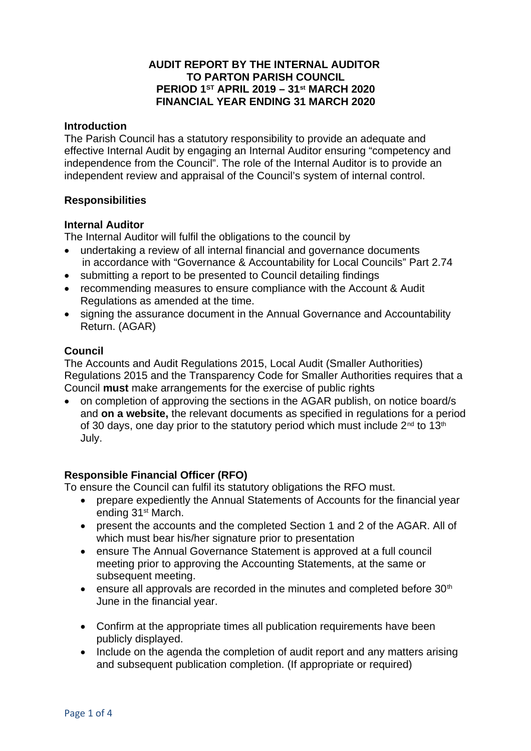# AUDIT REPORT BY THE INTERNAL AUDITOR TO PARTON PARISH COUNCIL PERIOD 1ST APRIL 2019 – 31st MARCH 2020 FINANCIAL YEAR ENDING 31 MARCH 2020

## Introduction

The Parish Council has a statutory responsibility to provide an adequate and effective Internal Audit by engaging an Internal Auditor ensuring "competency and independence from the Council". The role of the Internal Auditor is to provide an independent review and appraisal of the Council's system of internal control.

## Responsibilities

### Internal Auditor

The Internal Auditor will fulfil the obligations to the council by

- undertaking a review of all internal financial and governance documents in accordance with "Governance & Accountability for Local Councils" Part 2.74
- submitting a report to be presented to Council detailing findings
- recommending measures to ensure compliance with the Account & Audit Regulations as amended at the time.
- signing the assurance document in the Annual Governance and Accountability Return. (AGAR)

### Council

The Accounts and Audit Regulations 2015, Local Audit (Smaller Authorities) Regulations 2015 and the Transparency Code for Smaller Authorities requires that a Council **must** make arrangements for the exercise of public rights

- on completion of approving the sections in the AGAR publish, on notice board/s and **on a website,** the relevant documents as specified in regulations for a period of 30 days, one day prior to the statutory period which must include 2nd to 13th July.

### Responsible Financial Officer (RFO)

To ensure the Council can fulfil its statutory obligations the RFO must.

- prepare expediently the Annual Statements of Accounts for the financial year ending 31st March.
- present the accounts and the completed Section 1 and 2 of the AGAR. All of which must bear his/her signature prior to presentation
- ensure The Annual Governance Statement is approved at a full council meeting prior to approving the Accounting Statements, at the same or subsequent meeting.
- ensure all approvals are recorded in the minutes and completed before 30th June in the financial year.
- Confirm at the appropriate times all publication requirements have been publicly displayed.
- Include on the agenda the completion of audit report and any matters arising and subsequent publication completion. (If appropriate or required)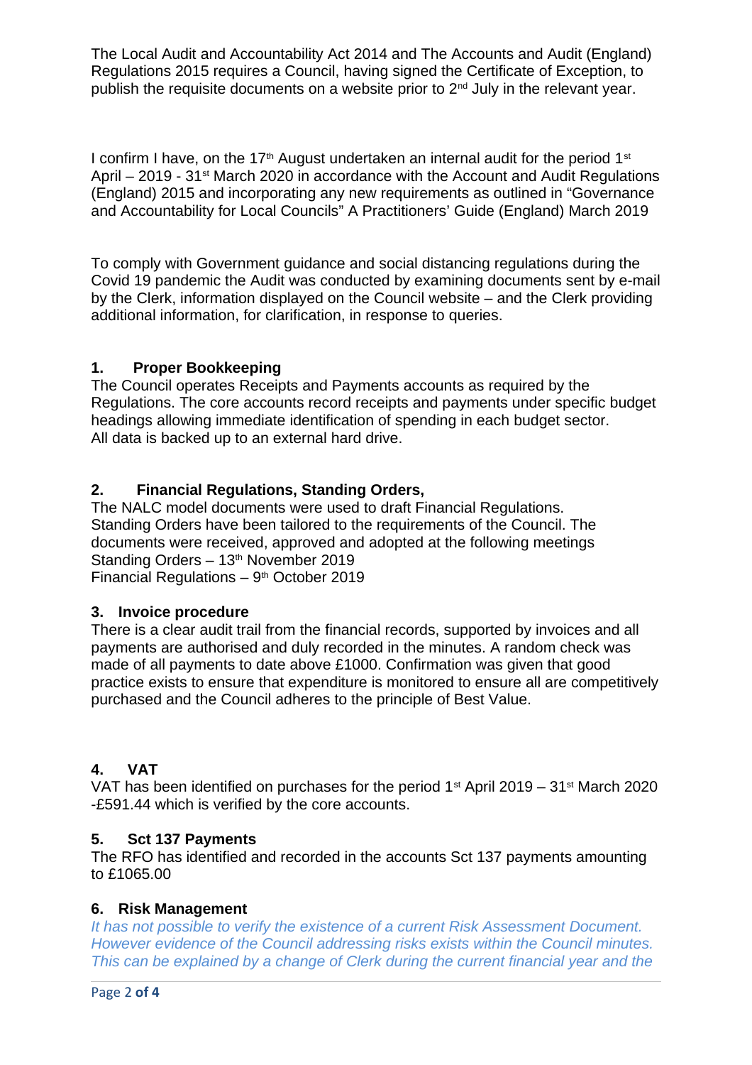The Local Audit and Accountability Act 2014 and The Accounts and Audit (England) Regulations 2015 requires a Council, having signed the Certificate of Exception, to publish the requisite documents on a website prior to 2nd July in the relevant year.

I confirm I have, on the 17th August undertaken an internal audit for the period 1st April – 2019 - 31st March 2020 in accordance with the Account and Audit Regulations (England) 2015 and incorporating any new requirements as outlined in "Governance and Accountability for Local Councils" A Practitioners' Guide (England) March 2019

To comply with Government guidance and social distancing regulations during the Covid 19 pandemic the Audit was conducted by examining documents sent by e-mail by the Clerk, information displayed on the Council website – and the Clerk providing additional information, for clarification, in response to queries.

### 1. Proper Bookkeeping

The Council operates Receipts and Payments accounts as required by the Regulations. The core accounts record receipts and payments under specific budget headings allowing immediate identification of spending in each budget sector.
All data is backed up to an external hard drive.

### 2. Financial Regulations, Standing Orders,

The NALC model documents were used to draft Financial Regulations.
Standing Orders have been tailored to the requirements of the Council. The documents were received, approved and adopted at the following meetings
Standing Orders – 13th November 2019
Financial Regulations – 9th October 2019

### 3. Invoice procedure

There is a clear audit trail from the financial records, supported by invoices and all payments are authorised and duly recorded in the minutes. A random check was made of all payments to date above £1000. Confirmation was given that good practice exists to ensure that expenditure is monitored to ensure all are competitively purchased and the Council adheres to the principle of Best Value.

### 4. VAT

VAT has been identified on purchases for the period 1st April 2019 – 31st March 2020 -£591.44 which is verified by the core accounts.

### 5. Sct 137 Payments

The RFO has identified and recorded in the accounts Sct 137 payments amounting to £1065.00

### 6. Risk Management

*It has not possible to verify the existence of a current Risk Assessment Document. However evidence of the Council addressing risks exists within the Council minutes. This can be explained by a change of Clerk during the current financial year and the*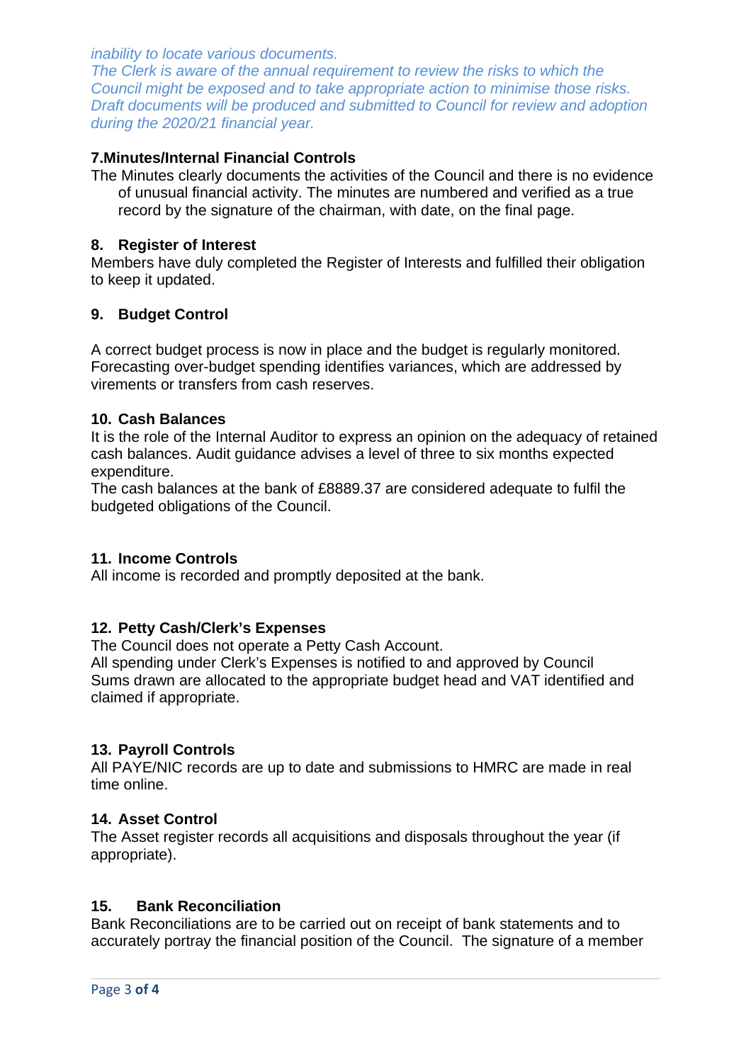*inability to locate various documents.*
*The Clerk is aware of the annual requirement to review the risks to which the Council might be exposed and to take appropriate action to minimise those risks. Draft documents will be produced and submitted to Council for review and adoption during the 2020/21 financial year.*

**7.Minutes/Internal Financial Controls**

The Minutes clearly documents the activities of the Council and there is no evidence of unusual financial activity. The minutes are numbered and verified as a true record by the signature of the chairman, with date, on the final page.

**8. Register of Interest**

Members have duly completed the Register of Interests and fulfilled their obligation to keep it updated.

**9. Budget Control**

A correct budget process is now in place and the budget is regularly monitored. Forecasting over-budget spending identifies variances, which are addressed by virements or transfers from cash reserves.

**10. Cash Balances**

It is the role of the Internal Auditor to express an opinion on the adequacy of retained cash balances. Audit guidance advises a level of three to six months expected expenditure.
The cash balances at the bank of £8889.37 are considered adequate to fulfil the budgeted obligations of the Council.

**11. Income Controls**

All income is recorded and promptly deposited at the bank.

**12. Petty Cash/Clerk's Expenses**

The Council does not operate a Petty Cash Account.
All spending under Clerk's Expenses is notified to and approved by Council
Sums drawn are allocated to the appropriate budget head and VAT identified and claimed if appropriate.

**13. Payroll Controls**

All PAYE/NIC records are up to date and submissions to HMRC are made in real time online.

**14. Asset Control**

The Asset register records all acquisitions and disposals throughout the year (if appropriate).

**15. Bank Reconciliation**

Bank Reconciliations are to be carried out on receipt of bank statements and to accurately portray the financial position of the Council. The signature of a member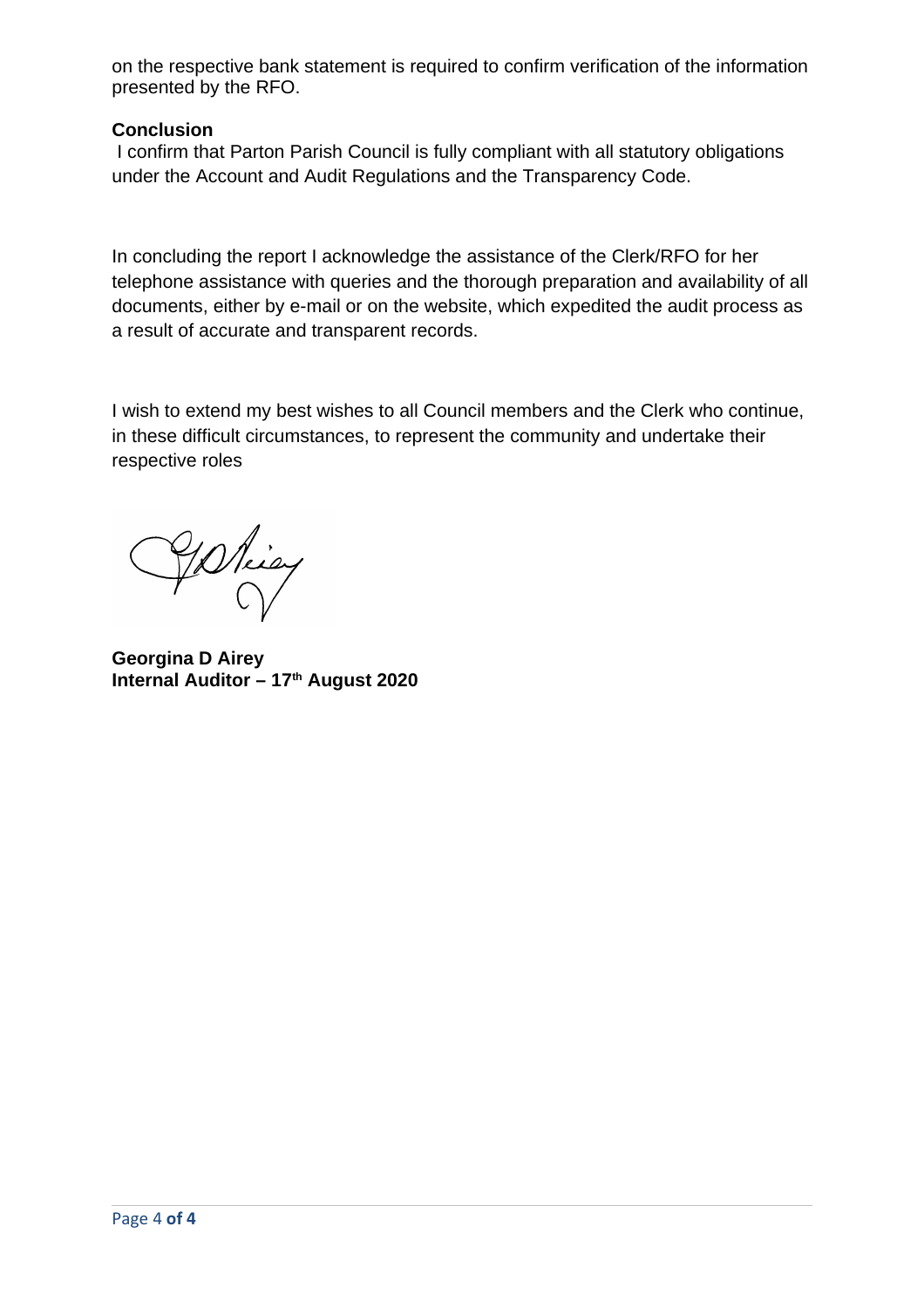on the respective bank statement is required to confirm verification of the information presented by the RFO.

**Conclusion**

I confirm that Parton Parish Council is fully compliant with all statutory obligations under the Account and Audit Regulations and the Transparency Code.

In concluding the report I acknowledge the assistance of the Clerk/RFO for her telephone assistance with queries and the thorough preparation and availability of all documents, either by e-mail or on the website, which expedited the audit process as a result of accurate and transparent records.

I wish to extend my best wishes to all Council members and the Clerk who continue, in these difficult circumstances, to represent the community and undertake their respective roles

**Georgina D Airey**
**Internal Auditor – 17th August 2020**